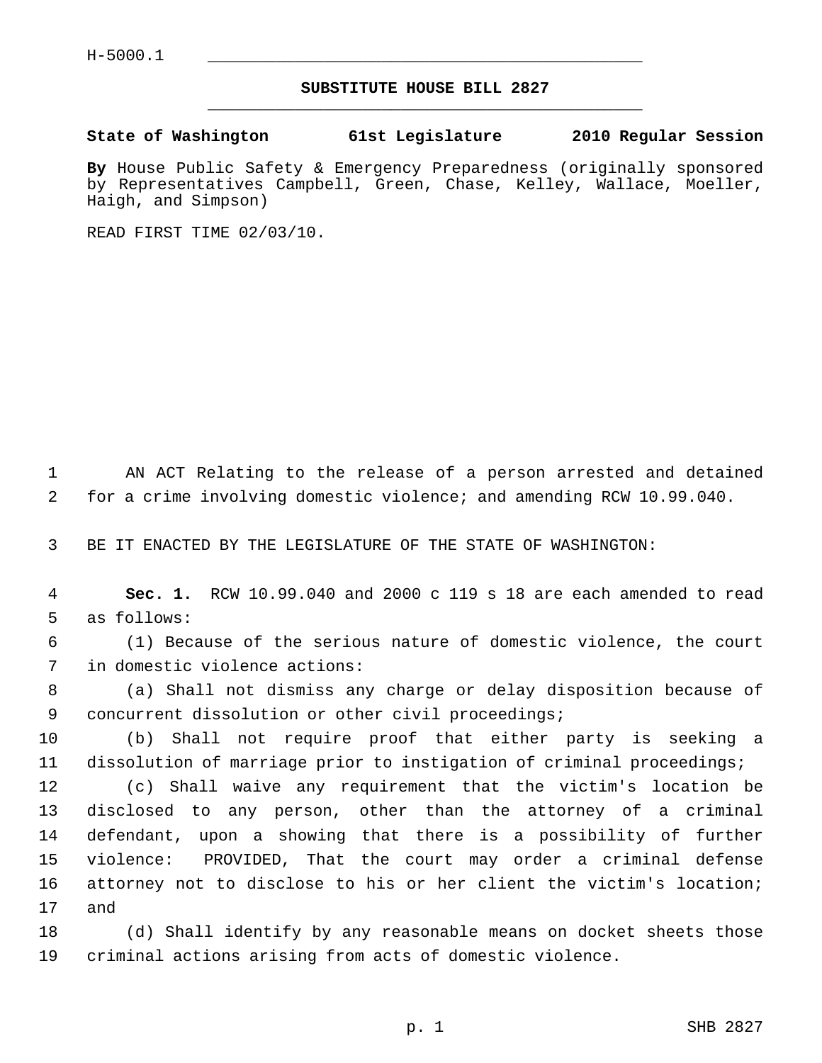H-5000.1

# SUBSTITUTE HOUSE BILL 2827

**State of Washington 61st Legislature 2010 Regular Session**

**By** House Public Safety & Emergency Preparedness (originally sponsored by Representatives Campbell, Green, Chase, Kelley, Wallace, Moeller, Haigh, and Simpson)

READ FIRST TIME 02/03/10.

AN ACT Relating to the release of a person arrested and detained for a crime involving domestic violence; and amending RCW 10.99.040.

BE IT ENACTED BY THE LEGISLATURE OF THE STATE OF WASHINGTON:

**Sec. 1.** RCW 10.99.040 and 2000 c 119 s 18 are each amended to read as follows:

(1) Because of the serious nature of domestic violence, the court in domestic violence actions:

(a) Shall not dismiss any charge or delay disposition because of concurrent dissolution or other civil proceedings;

(b) Shall not require proof that either party is seeking a dissolution of marriage prior to instigation of criminal proceedings;

(c) Shall waive any requirement that the victim's location be disclosed to any person, other than the attorney of a criminal defendant, upon a showing that there is a possibility of further violence: PROVIDED, That the court may order a criminal defense attorney not to disclose to his or her client the victim's location; and

(d) Shall identify by any reasonable means on docket sheets those criminal actions arising from acts of domestic violence.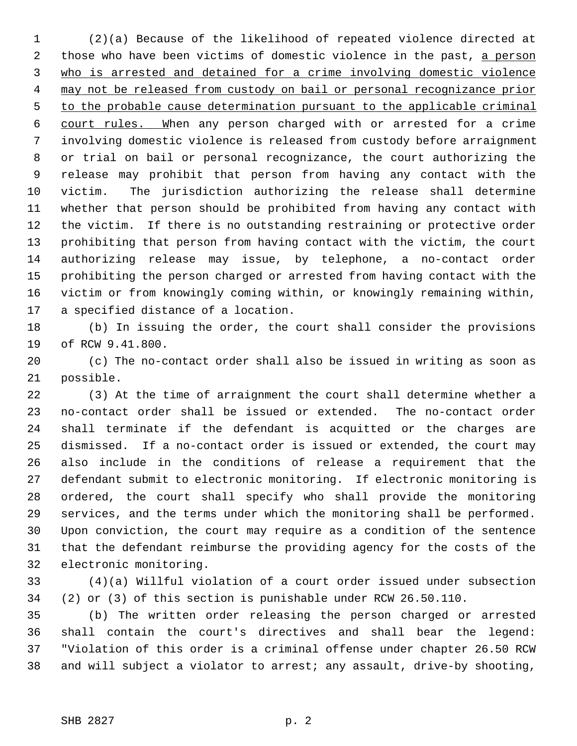(2)(a) Because of the likelihood of repeated violence directed at those who have been victims of domestic violence in the past, <u>a person who is arrested and detained for a crime involving domestic violence may not be released from custody on bail or personal recognizance prior to the probable cause determination pursuant to the applicable criminal court rules. W</u>hen any person charged with or arrested for a crime involving domestic violence is released from custody before arraignment or trial on bail or personal recognizance, the court authorizing the release may prohibit that person from having any contact with the victim. The jurisdiction authorizing the release shall determine whether that person should be prohibited from having any contact with the victim. If there is no outstanding restraining or protective order prohibiting that person from having contact with the victim, the court authorizing release may issue, by telephone, a no-contact order prohibiting the person charged or arrested from having contact with the victim or from knowingly coming within, or knowingly remaining within, a specified distance of a location.

(b) In issuing the order, the court shall consider the provisions of RCW 9.41.800.

(c) The no-contact order shall also be issued in writing as soon as possible.

(3) At the time of arraignment the court shall determine whether a no-contact order shall be issued or extended. The no-contact order shall terminate if the defendant is acquitted or the charges are dismissed. If a no-contact order is issued or extended, the court may also include in the conditions of release a requirement that the defendant submit to electronic monitoring. If electronic monitoring is ordered, the court shall specify who shall provide the monitoring services, and the terms under which the monitoring shall be performed. Upon conviction, the court may require as a condition of the sentence that the defendant reimburse the providing agency for the costs of the electronic monitoring.

(4)(a) Willful violation of a court order issued under subsection (2) or (3) of this section is punishable under RCW 26.50.110.

(b) The written order releasing the person charged or arrested shall contain the court's directives and shall bear the legend: "Violation of this order is a criminal offense under chapter 26.50 RCW and will subject a violator to arrest; any assault, drive-by shooting,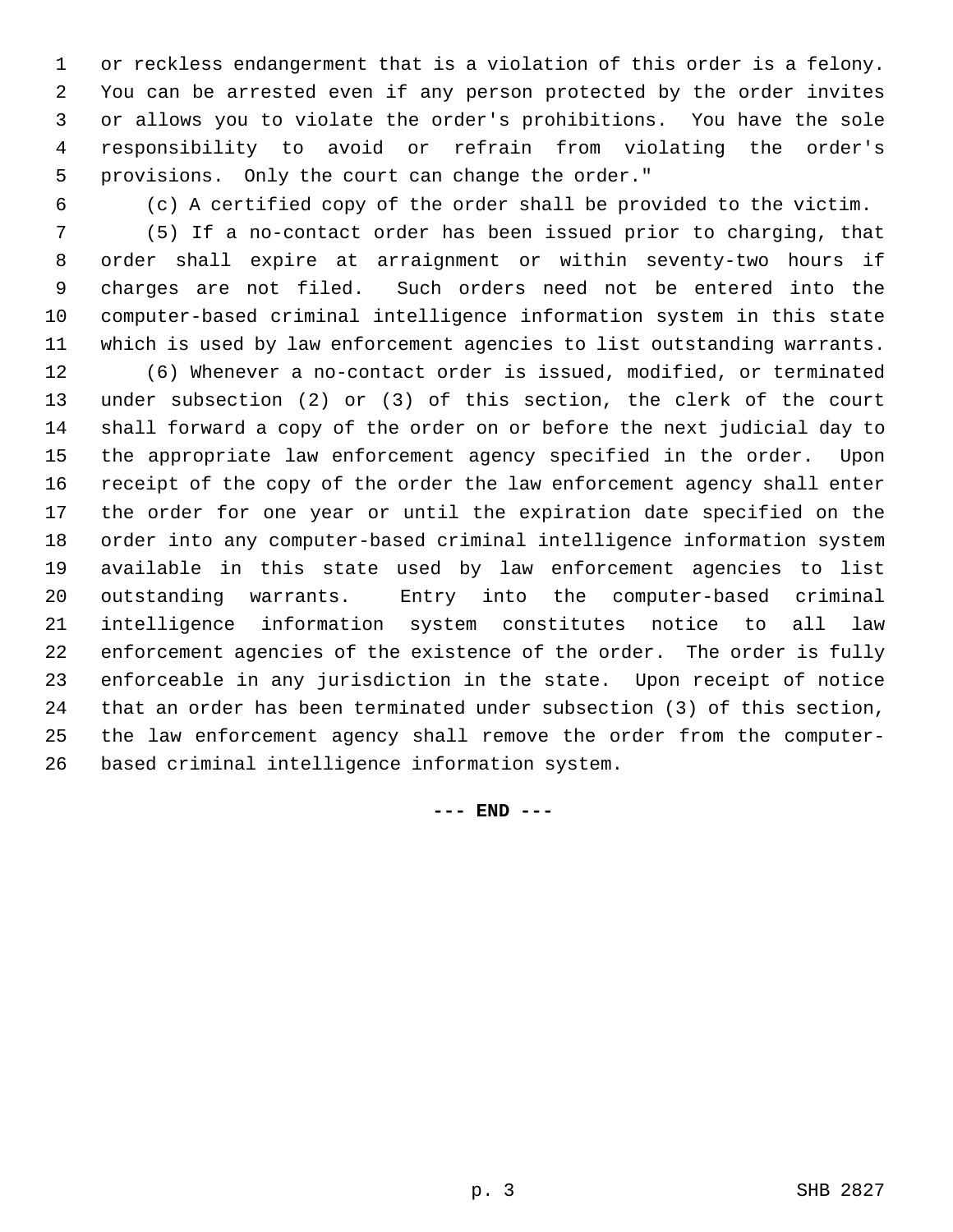or reckless endangerment that is a violation of this order is a felony. You can be arrested even if any person protected by the order invites or allows you to violate the order's prohibitions. You have the sole responsibility to avoid or refrain from violating the order's provisions. Only the court can change the order."

(c) A certified copy of the order shall be provided to the victim.

(5) If a no-contact order has been issued prior to charging, that order shall expire at arraignment or within seventy-two hours if charges are not filed. Such orders need not be entered into the computer-based criminal intelligence information system in this state which is used by law enforcement agencies to list outstanding warrants.

(6) Whenever a no-contact order is issued, modified, or terminated under subsection (2) or (3) of this section, the clerk of the court shall forward a copy of the order on or before the next judicial day to the appropriate law enforcement agency specified in the order. Upon receipt of the copy of the order the law enforcement agency shall enter the order for one year or until the expiration date specified on the order into any computer-based criminal intelligence information system available in this state used by law enforcement agencies to list outstanding warrants. Entry into the computer-based criminal intelligence information system constitutes notice to all law enforcement agencies of the existence of the order. The order is fully enforceable in any jurisdiction in the state. Upon receipt of notice that an order has been terminated under subsection (3) of this section, the law enforcement agency shall remove the order from the computer-based criminal intelligence information system.

**--- END ---**